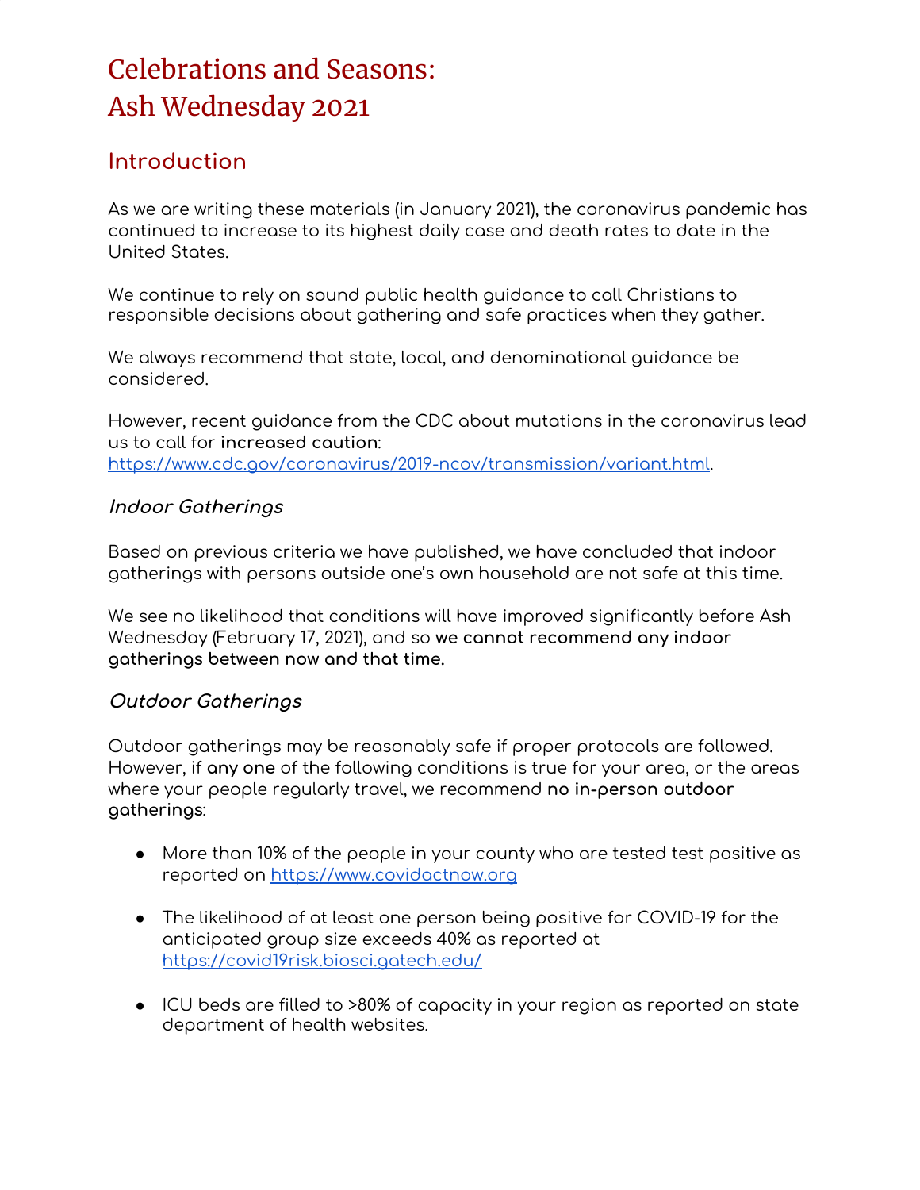# Celebrations and Seasons: Ash Wednesday 2021

## Introduction

As we are writing these materials (in January 2021), the coronavirus pandemic has continued to increase to its highest daily case and death rates to date in the United States.

We continue to rely on sound public health guidance to call Christians to responsible decisions about gathering and safe practices when they gather.

We always recommend that state, local, and denominational guidance be considered.

However, recent guidance from the CDC about mutations in the coronavirus lead us to call for **increased caution**: https://www.cdc.gov/coronavirus/2019-ncov/transmission/variant.html.

### *Indoor Gatherings*

Based on previous criteria we have published, we have concluded that indoor gatherings with persons outside one's own household are not safe at this time.

We see no likelihood that conditions will have improved significantly before Ash Wednesday (February 17, 2021), and so **we cannot recommend any indoor gatherings between now and that time.**

### *Outdoor Gatherings*

Outdoor gatherings may be reasonably safe if proper protocols are followed. However, if **any one** of the following conditions is true for your area, or the areas where your people regularly travel, we recommend **no in-person outdoor gatherings**:

- More than 10% of the people in your county who are tested test positive as reported on https://www.covidactnow.org
- The likelihood of at least one person being positive for COVID-19 for the anticipated group size exceeds 40% as reported at https://covid19risk.biosci.gatech.edu/
- ICU beds are filled to >80% of capacity in your region as reported on state department of health websites.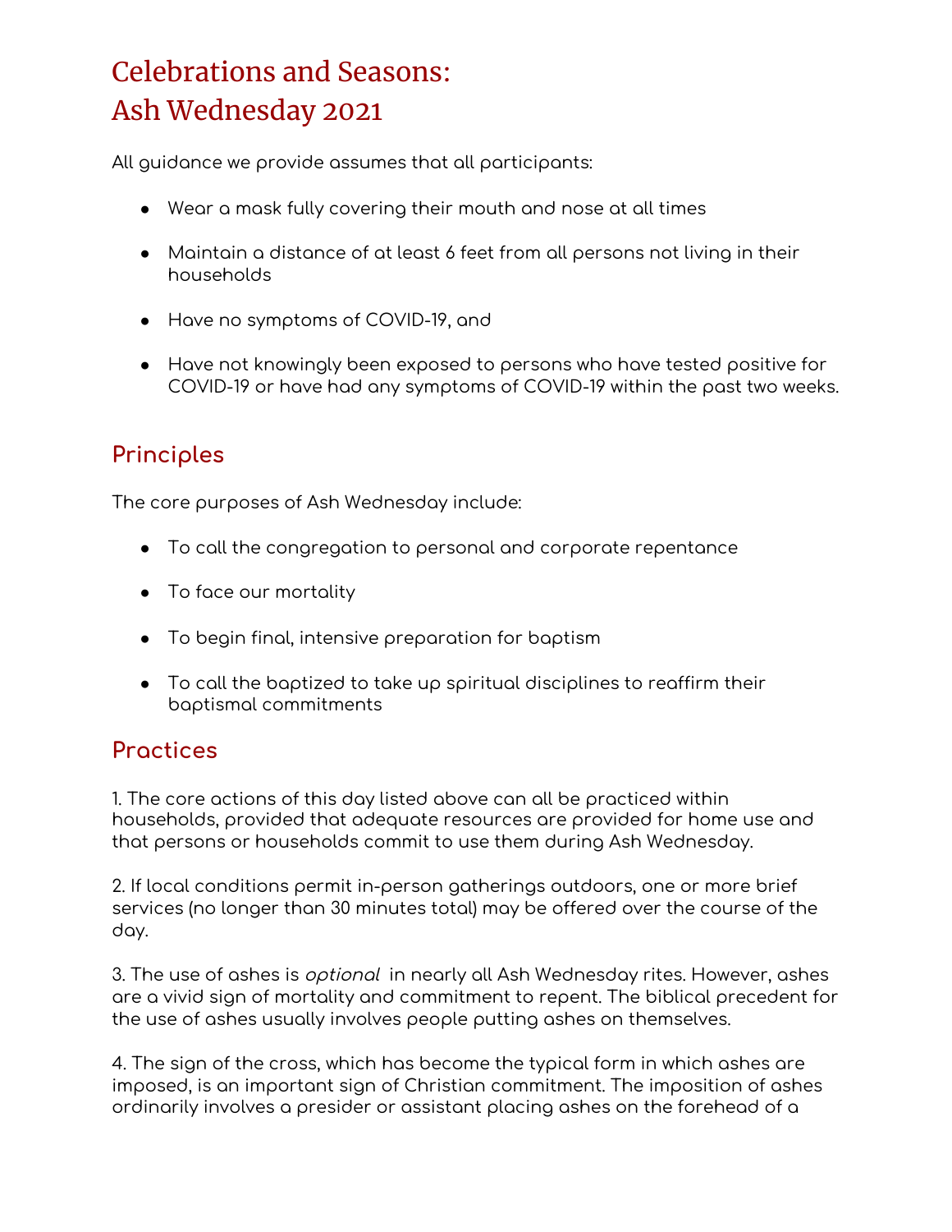# Celebrations and Seasons: Ash Wednesday 2021

All guidance we provide assumes that all participants:

- Wear a mask fully covering their mouth and nose at all times
- Maintain a distance of at least 6 feet from all persons not living in their households
- Have no symptoms of COVID-19, and
- Have not knowingly been exposed to persons who have tested positive for COVID-19 or have had any symptoms of COVID-19 within the past two weeks.

## Principles

The core purposes of Ash Wednesday include:

- To call the congregation to personal and corporate repentance
- To face our mortality
- To begin final, intensive preparation for baptism
- To call the baptized to take up spiritual disciplines to reaffirm their baptismal commitments

## Practices

1. The core actions of this day listed above can all be practiced within households, provided that adequate resources are provided for home use and that persons or households commit to use them during Ash Wednesday.

2. If local conditions permit in-person gatherings outdoors, one or more brief services (no longer than 30 minutes total) may be offered over the course of the day.

3. The use of ashes is *optional* in nearly all Ash Wednesday rites. However, ashes are a vivid sign of mortality and commitment to repent. The biblical precedent for the use of ashes usually involves people putting ashes on themselves.

4. The sign of the cross, which has become the typical form in which ashes are imposed, is an important sign of Christian commitment. The imposition of ashes ordinarily involves a presider or assistant placing ashes on the forehead of a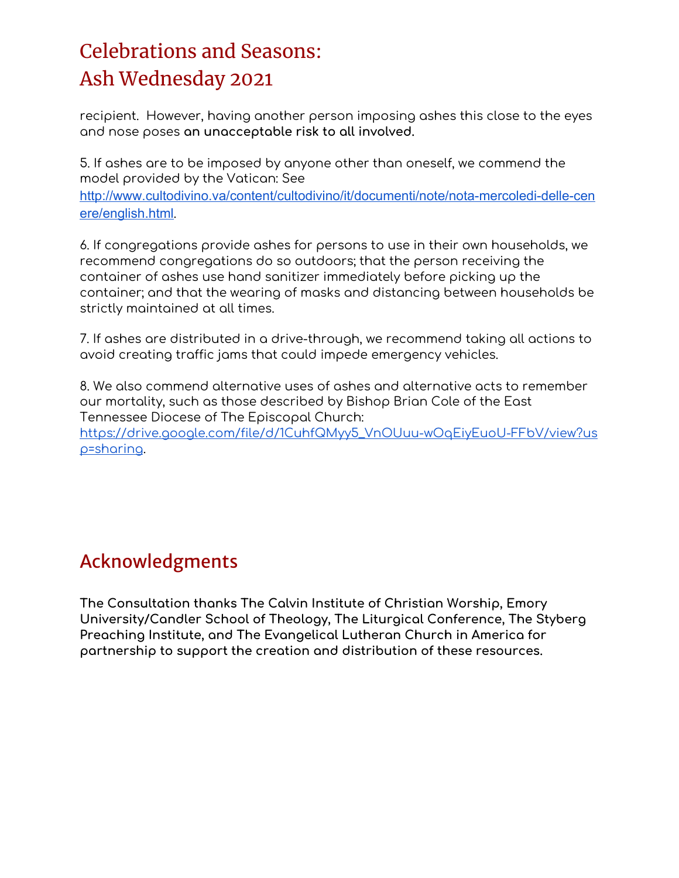recipient. However, having another person imposing ashes this close to the eyes and nose poses **an unacceptable risk to all involved.**

5. If ashes are to be imposed by anyone other than oneself, we commend the model provided by the Vatican: See [http://www.cultodivino.va/content/cultodivino/it/documenti/note/nota-mercoledi-delle-cenere/english.html](http://www.cultodivino.va/content/cultodivino/it/documenti/note/nota-mercoledi-delle-cenere/english.html).

6. If congregations provide ashes for persons to use in their own households, we recommend congregations do so outdoors; that the person receiving the container of ashes use hand sanitizer immediately before picking up the container; and that the wearing of masks and distancing between households be strictly maintained at all times.

7. If ashes are distributed in a drive-through, we recommend taking all actions to avoid creating traffic jams that could impede emergency vehicles.

8. We also commend alternative uses of ashes and alternative acts to remember our mortality, such as those described by Bishop Brian Cole of the East Tennessee Diocese of The Episcopal Church: [https://drive.google.com/file/d/1CuhfQMyy5_VnOUuu-wOqEiyEuoU-FFbV/view?usp=sharing](https://drive.google.com/file/d/1CuhfQMyy5_VnOUuu-wOqEiyEuoU-FFbV/view?usp=sharing).

## Acknowledgments

**The Consultation thanks The Calvin Institute of Christian Worship, Emory University/Candler School of Theology, The Liturgical Conference, The Styberg Preaching Institute, and The Evangelical Lutheran Church in America for partnership to support the creation and distribution of these resources.**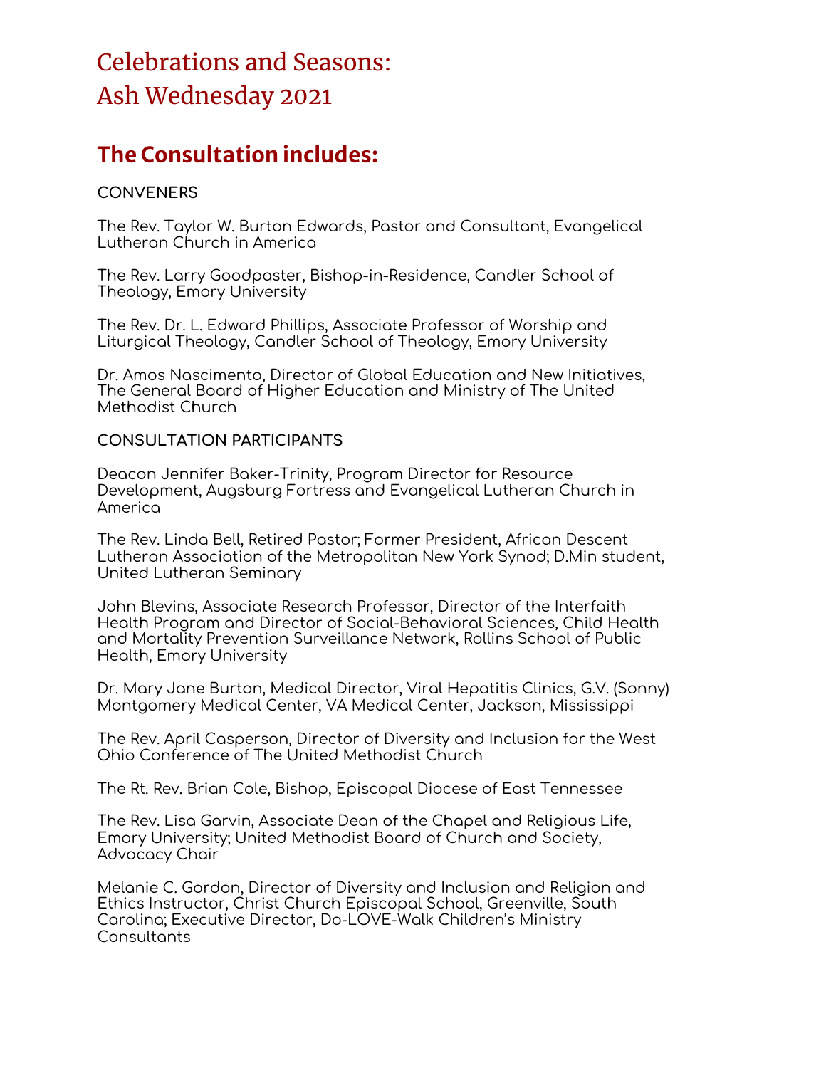# Celebrations and Seasons: Ash Wednesday 2021

## The Consultation includes:

### CONVENERS

The Rev. Taylor W. Burton Edwards, Pastor and Consultant, Evangelical Lutheran Church in America

The Rev. Larry Goodpaster, Bishop-in-Residence, Candler School of Theology, Emory University

The Rev. Dr. L. Edward Phillips, Associate Professor of Worship and Liturgical Theology, Candler School of Theology, Emory University

Dr. Amos Nascimento, Director of Global Education and New Initiatives, The General Board of Higher Education and Ministry of The United Methodist Church

### CONSULTATION PARTICIPANTS

Deacon Jennifer Baker-Trinity, Program Director for Resource Development, Augsburg Fortress and Evangelical Lutheran Church in America

The Rev. Linda Bell, Retired Pastor; Former President, African Descent Lutheran Association of the Metropolitan New York Synod; D.Min student, United Lutheran Seminary

John Blevins, Associate Research Professor, Director of the Interfaith Health Program and Director of Social-Behavioral Sciences, Child Health and Mortality Prevention Surveillance Network, Rollins School of Public Health, Emory University

Dr. Mary Jane Burton, Medical Director, Viral Hepatitis Clinics, G.V. (Sonny) Montgomery Medical Center, VA Medical Center, Jackson, Mississippi

The Rev. April Casperson, Director of Diversity and Inclusion for the West Ohio Conference of The United Methodist Church

The Rt. Rev. Brian Cole, Bishop, Episcopal Diocese of East Tennessee

The Rev. Lisa Garvin, Associate Dean of the Chapel and Religious Life, Emory University; United Methodist Board of Church and Society, Advocacy Chair

Melanie C. Gordon, Director of Diversity and Inclusion and Religion and Ethics Instructor, Christ Church Episcopal School, Greenville, South Carolina; Executive Director, Do-LOVE-Walk Children's Ministry Consultants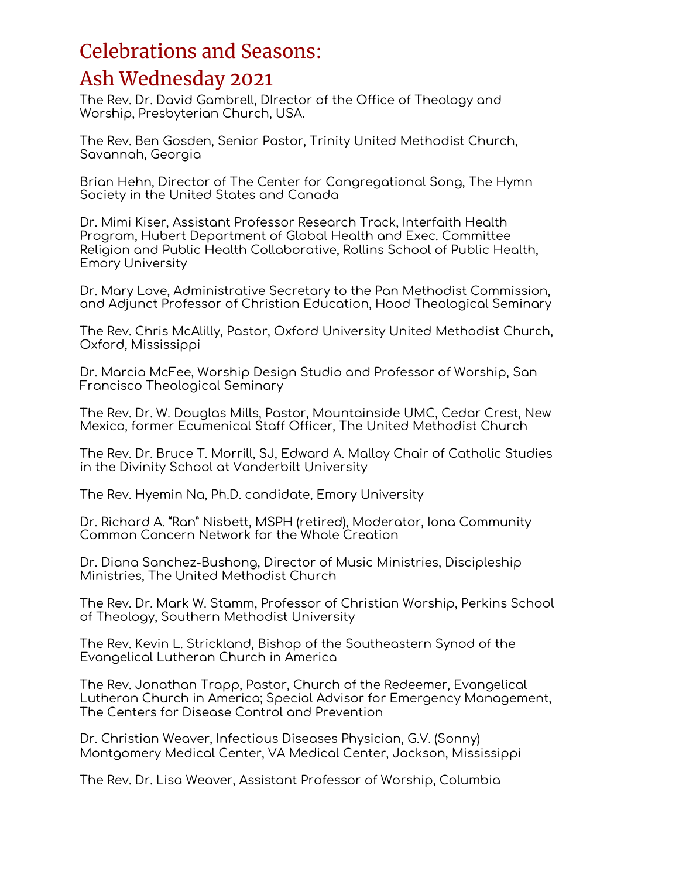# Celebrations and Seasons: Ash Wednesday 2021

The Rev. Dr. David Gambrell, DIrector of the Office of Theology and Worship, Presbyterian Church, USA.

The Rev. Ben Gosden, Senior Pastor, Trinity United Methodist Church, Savannah, Georgia

Brian Hehn, Director of The Center for Congregational Song, The Hymn Society in the United States and Canada

Dr. Mimi Kiser, Assistant Professor Research Track, Interfaith Health Program, Hubert Department of Global Health and Exec. Committee Religion and Public Health Collaborative, Rollins School of Public Health, Emory University

Dr. Mary Love, Administrative Secretary to the Pan Methodist Commission, and Adjunct Professor of Christian Education, Hood Theological Seminary

The Rev. Chris McAlilly, Pastor, Oxford University United Methodist Church, Oxford, Mississippi

Dr. Marcia McFee, Worship Design Studio and Professor of Worship, San Francisco Theological Seminary

The Rev. Dr. W. Douglas Mills, Pastor, Mountainside UMC, Cedar Crest, New Mexico, former Ecumenical Staff Officer, The United Methodist Church

The Rev. Dr. Bruce T. Morrill, SJ, Edward A. Malloy Chair of Catholic Studies in the Divinity School at Vanderbilt University

The Rev. Hyemin Na, Ph.D. candidate, Emory University

Dr. Richard A. "Ran" Nisbett, MSPH (retired), Moderator, Iona Community Common Concern Network for the Whole Creation

Dr. Diana Sanchez-Bushong, Director of Music Ministries, Discipleship Ministries, The United Methodist Church

The Rev. Dr. Mark W. Stamm, Professor of Christian Worship, Perkins School of Theology, Southern Methodist University

The Rev. Kevin L. Strickland, Bishop of the Southeastern Synod of the Evangelical Lutheran Church in America

The Rev. Jonathan Trapp, Pastor, Church of the Redeemer, Evangelical Lutheran Church in America; Special Advisor for Emergency Management, The Centers for Disease Control and Prevention

Dr. Christian Weaver, Infectious Diseases Physician, G.V. (Sonny) Montgomery Medical Center, VA Medical Center, Jackson, Mississippi

The Rev. Dr. Lisa Weaver, Assistant Professor of Worship, Columbia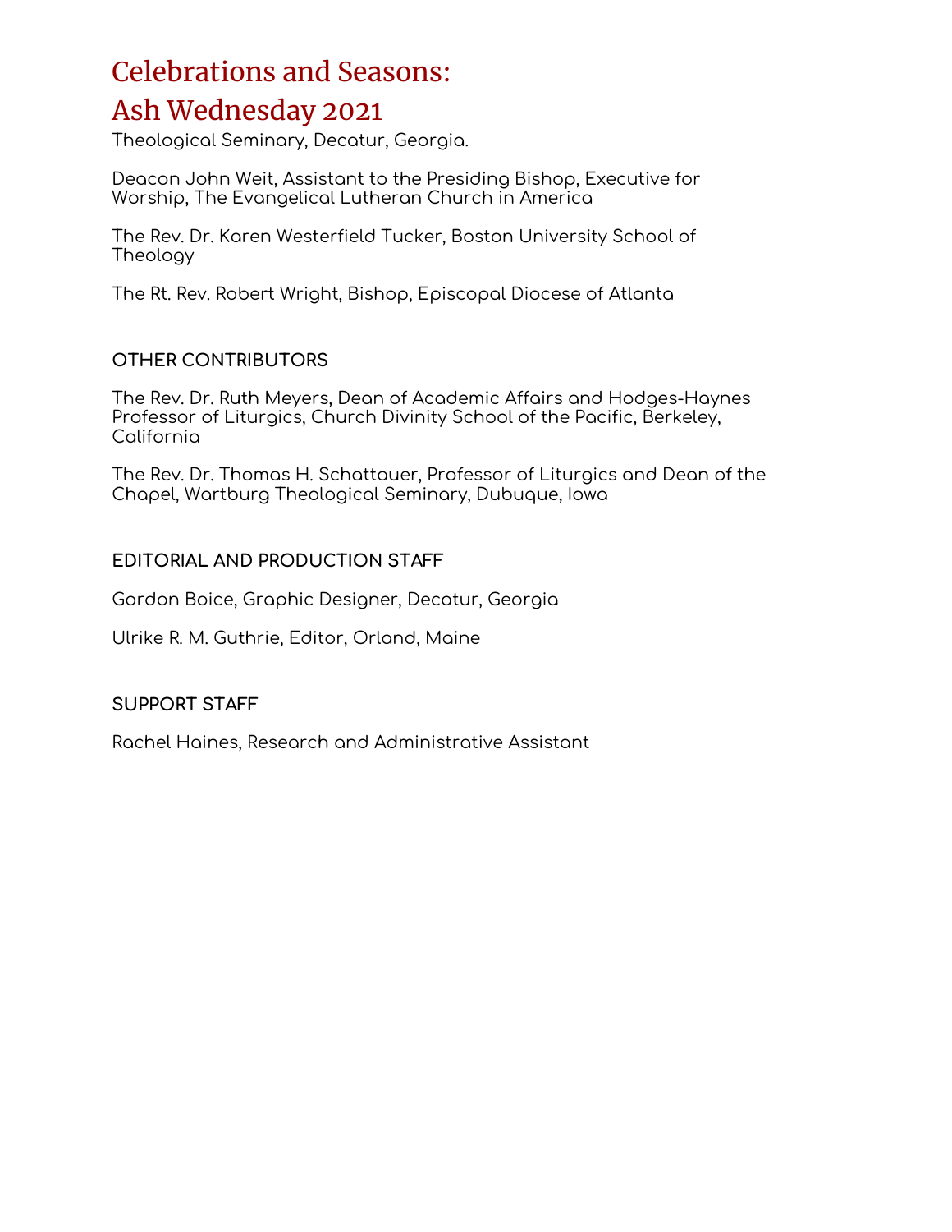# Celebrations and Seasons: Ash Wednesday 2021

Theological Seminary, Decatur, Georgia.

Deacon John Weit, Assistant to the Presiding Bishop, Executive for Worship, The Evangelical Lutheran Church in America

The Rev. Dr. Karen Westerfield Tucker, Boston University School of Theology

The Rt. Rev. Robert Wright, Bishop, Episcopal Diocese of Atlanta

## OTHER CONTRIBUTORS

The Rev. Dr. Ruth Meyers, Dean of Academic Affairs and Hodges-Haynes Professor of Liturgics, Church Divinity School of the Pacific, Berkeley, California

The Rev. Dr. Thomas H. Schattauer, Professor of Liturgics and Dean of the Chapel, Wartburg Theological Seminary, Dubuque, Iowa

## EDITORIAL AND PRODUCTION STAFF

Gordon Boice, Graphic Designer, Decatur, Georgia

Ulrike R. M. Guthrie, Editor, Orland, Maine

## SUPPORT STAFF

Rachel Haines, Research and Administrative Assistant